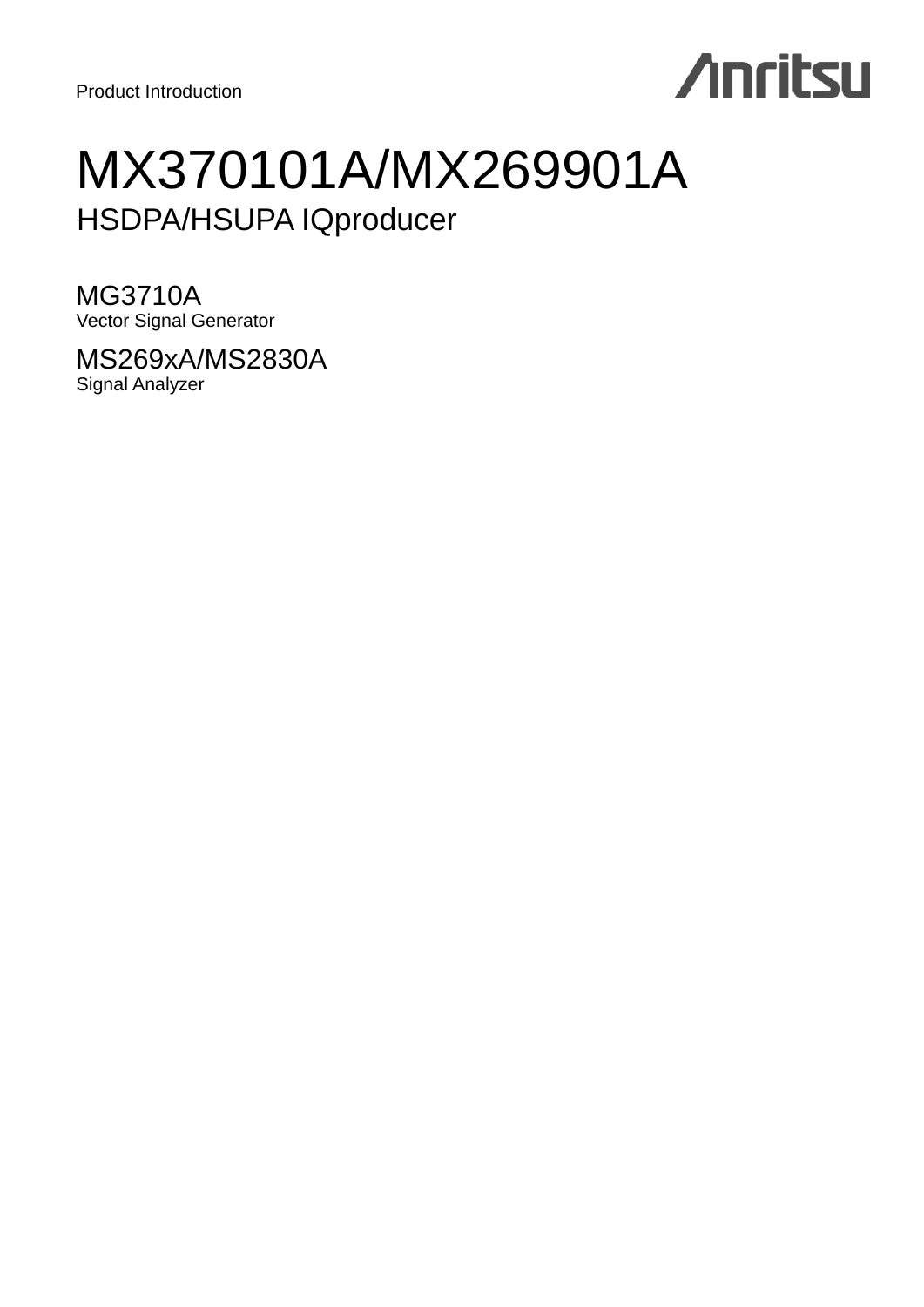Product Introduction

Anritsu

# MX370101A/MX269901A

## HSDPA/HSUPA IQproducer

### MG3710A

Vector Signal Generator

### MS269xA/MS2830A

Signal Analyzer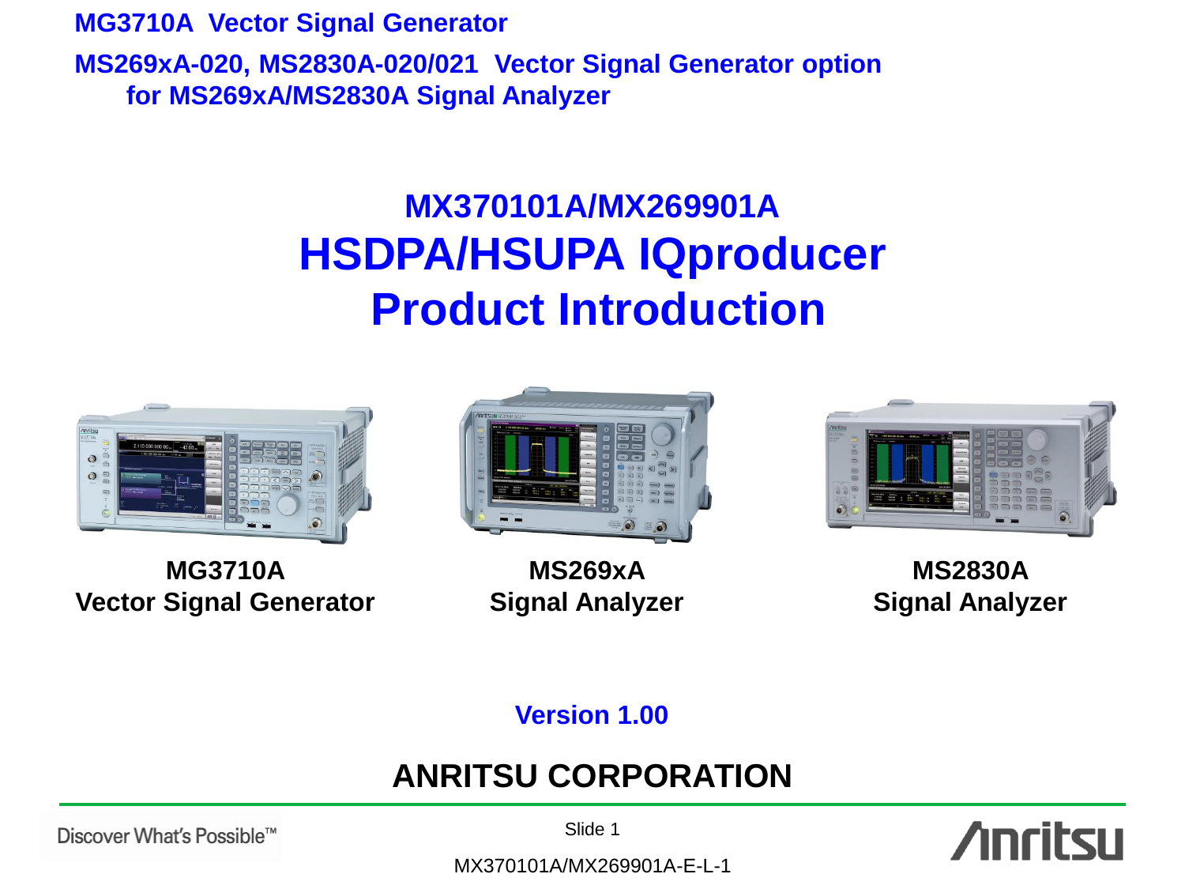**MG3710A Vector Signal Generator**

**MS269xA-020, MS2830A-020/021 Vector Signal Generator option for MS269xA/MS2830A Signal Analyzer**

# MX370101A/MX269901A
# HSDPA/HSUPA IQproducer
# Product Introduction

**MG3710A**
**Vector Signal Generator**

**MS269xA**
**Signal Analyzer**

**MS2830A**
**Signal Analyzer**

**Version 1.00**

**ANRITSU CORPORATION**

MX370101A/MX269901A-E-L-1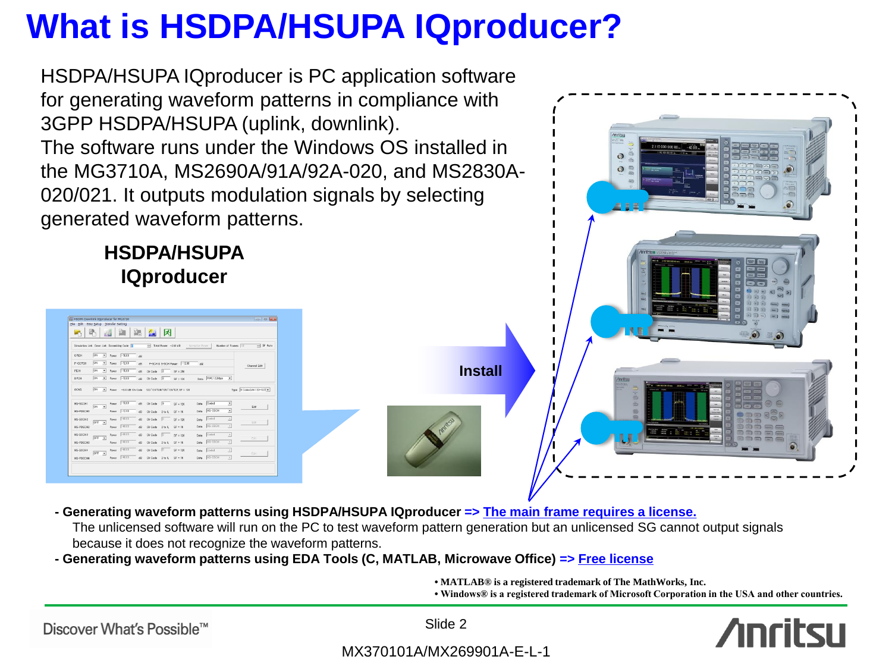# What is HSDPA/HSUPA IQproducer?

HSDPA/HSUPA IQproducer is PC application software for generating waveform patterns in compliance with 3GPP HSDPA/HSUPA (uplink, downlink).
The software runs under the Windows OS installed in the MG3710A, MS2690A/91A/92A-020, and MS2830A-020/021. It outputs modulation signals by selecting generated waveform patterns.

**HSDPA/HSUPA IQproducer**

**Install**

- **Generating waveform patterns using HSDPA/HSUPA IQproducer => The main frame requires a license.**
  The unlicensed software will run on the PC to test waveform pattern generation but an unlicensed SG cannot output signals because it does not recognize the waveform patterns.
- **Generating waveform patterns using EDA Tools (C, MATLAB, Microwave Office) => Free license**

• MATLAB® is a registered trademark of The MathWorks, Inc.
• Windows® is a registered trademark of Microsoft Corporation in the USA and other countries.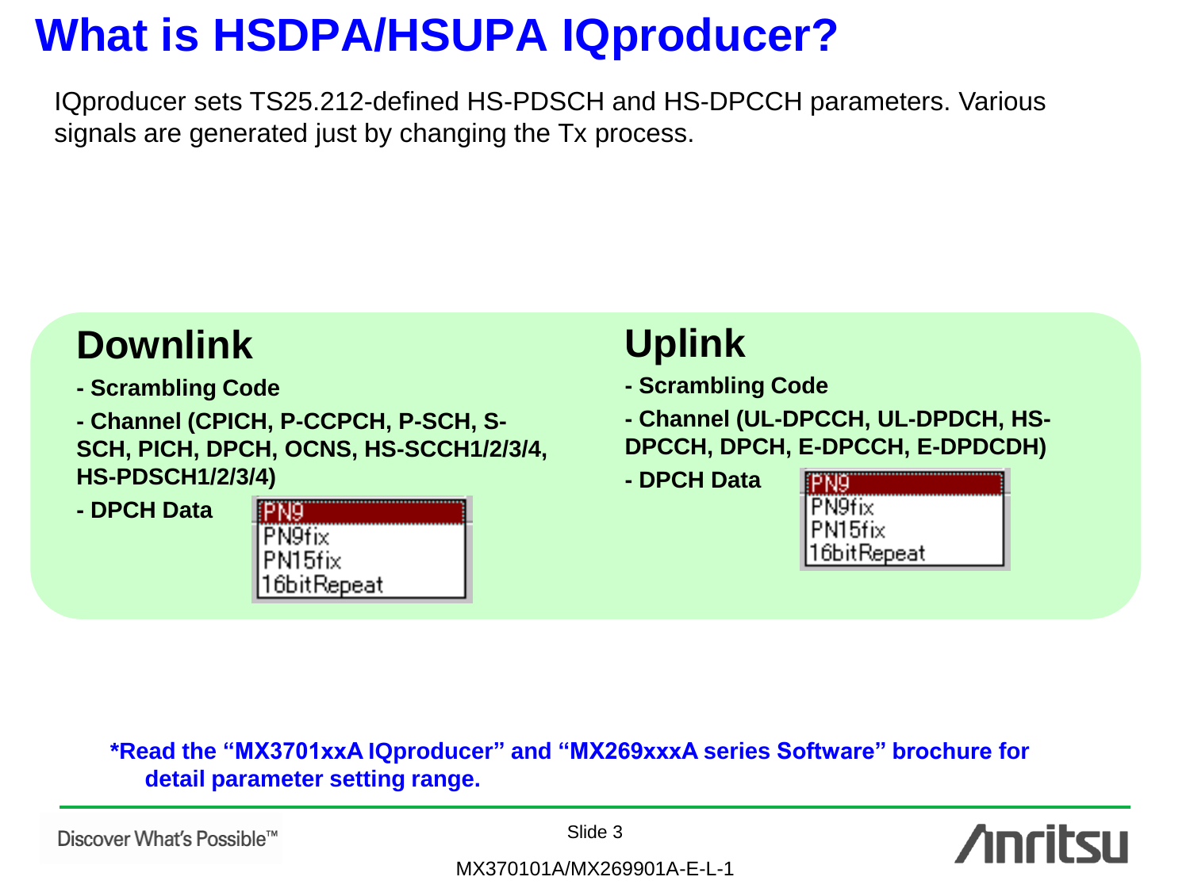# What is HSDPA/HSUPA IQproducer?

IQproducer sets TS25.212-defined HS-PDSCH and HS-DPCCH parameters. Various signals are generated just by changing the Tx process.

## Downlink

**- Scrambling Code**

**- Channel (CPICH, P-CCPCH, P-SCH, S-SCH, PICH, DPCH, OCNS, HS-SCCH1/2/3/4, HS-PDSCH1/2/3/4)**

**- DPCH Data**

- PN9
- PN9fix
- PN15fix
- 16bitRepeat

## Uplink

**- Scrambling Code**

**- Channel (UL-DPCCH, UL-DPDCH, HS-DPCCH, DPCH, E-DPCCH, E-DPDCDH)**

**- DPCH Data**

- PN9
- PN9fix
- PN15fix
- 16bitRepeat

**\*Read the "MX3701xxA IQproducer" and "MX269xxxA series Software" brochure for detail parameter setting range.**

Discover What's Possible™

MX370101A/MX269901A-E-L-1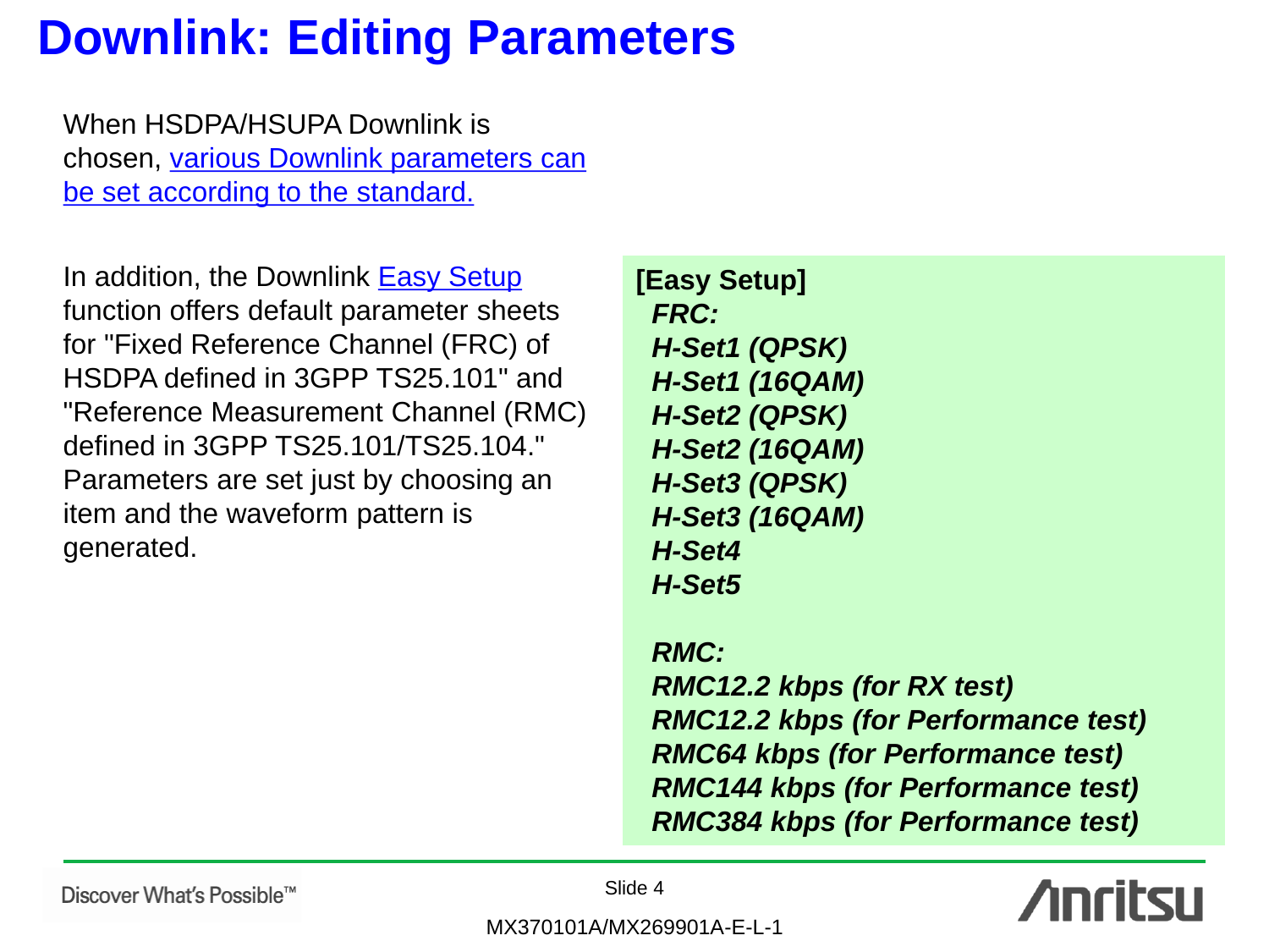# Downlink: Editing Parameters

When HSDPA/HSUPA Downlink is chosen, various Downlink parameters can be set according to the standard.

In addition, the Downlink Easy Setup function offers default parameter sheets for "Fixed Reference Channel (FRC) of HSDPA defined in 3GPP TS25.101" and "Reference Measurement Channel (RMC) defined in 3GPP TS25.101/TS25.104." Parameters are set just by choosing an item and the waveform pattern is generated.

**[Easy Setup]**

***FRC:***

***H-Set1 (QPSK)***
***H-Set1 (16QAM)***
***H-Set2 (QPSK)***
***H-Set2 (16QAM)***
***H-Set3 (QPSK)***
***H-Set3 (16QAM)***
***H-Set4***
***H-Set5***

***RMC:***

***RMC12.2 kbps (for RX test)***
***RMC12.2 kbps (for Performance test)***
***RMC64 kbps (for Performance test)***
***RMC144 kbps (for Performance test)***
***RMC384 kbps (for Performance test)***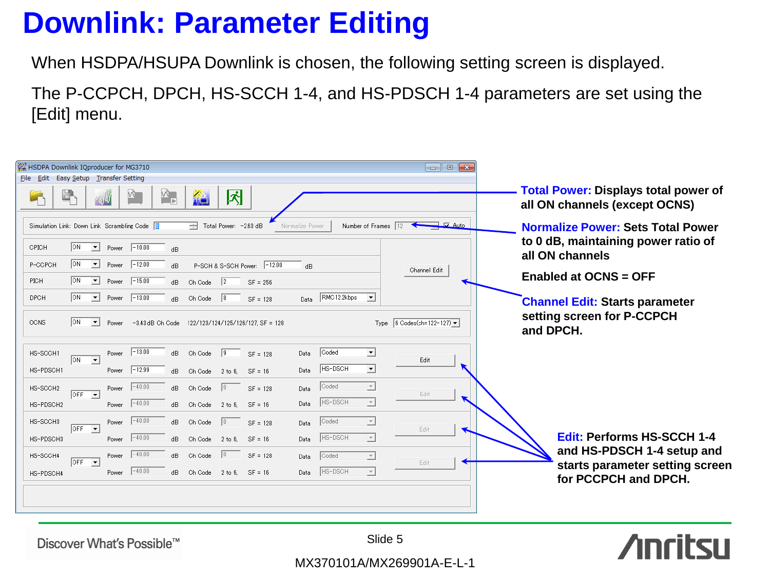# Downlink: Parameter Editing

When HSDPA/HSUPA Downlink is chosen, the following setting screen is displayed.

The P-CCPCH, DPCH, HS-SCCH 1-4, and HS-PDSCH 1-4 parameters are set using the [Edit] menu.

**Total Power:** Displays total power of all ON channels (except OCNS)

**Normalize Power:** Sets Total Power to 0 dB, maintaining power ratio of all ON channels

**Enabled at OCNS = OFF**

**Channel Edit:** Starts parameter setting screen for P-CCPCH and DPCH.

**Edit:** Performs HS-SCCH 1-4 and HS-PDSCH 1-4 setup and starts parameter setting screen for PCCPCH and DPCH.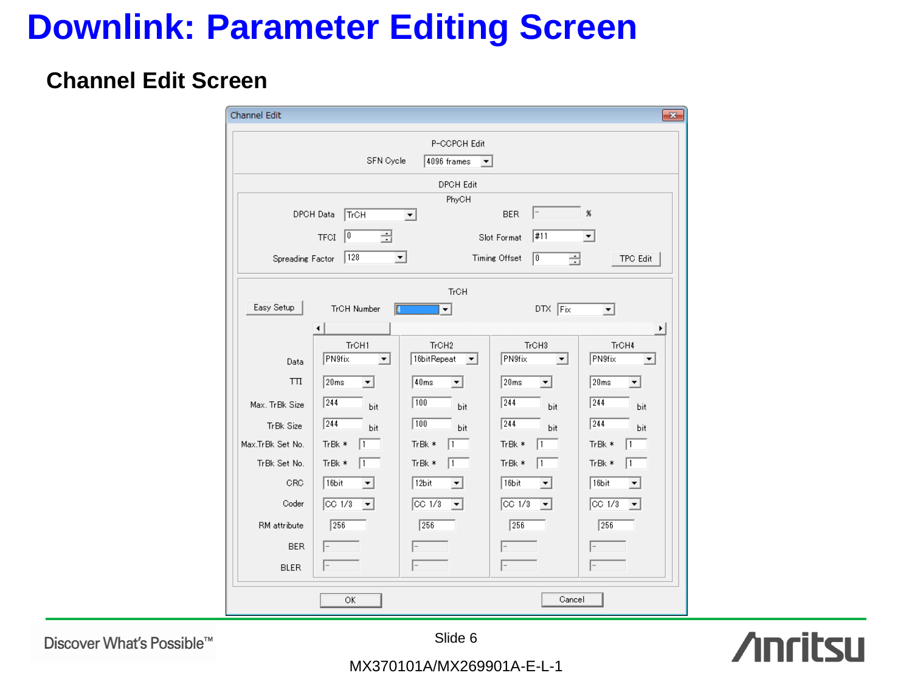# Downlink: Parameter Editing Screen

## Channel Edit Screen

Channel Edit

P-CCPCH Edit

SFN Cycle: 4096 frames

DPCH Edit

PhyCH

| | | | |
|---|---|---|---|
| DPCH Data | TrCH | BER | - % |
| TFCI | 0 | Slot Format | #11 |
| Spreading Factor | 128 | Timing Offset | 0 |

TPC Edit

TrCH

Easy Setup | TrCH Number: 4 | DTX: Fix

| | TrCH1 | TrCH2 | TrCH3 | TrCH4 |
|---|---|---|---|---|
| Data | PN9fix | 16bitRepeat | PN9fix | PN9fix |
| TTI | 20ms | 40ms | 20ms | 20ms |
| Max. TrBk Size | 244 bit | 100 bit | 244 bit | 244 bit |
| TrBk Size | 244 bit | 100 bit | 244 bit | 244 bit |
| Max.TrBk Set No. | TrBk * 1 | TrBk * 1 | TrBk * 1 | TrBk * 1 |
| TrBk Set No. | TrBk * 1 | TrBk * 1 | TrBk * 1 | TrBk * 1 |
| CRC | 16bit | 12bit | 16bit | 16bit |
| Coder | CC 1/3 | CC 1/3 | CC 1/3 | CC 1/3 |
| RM attribute | 256 | 256 | 256 | 256 |
| BER | - | - | - | - |
| BLER | - | - | - | - |

OK | Cancel

MX370101A/MX269901A-E-L-1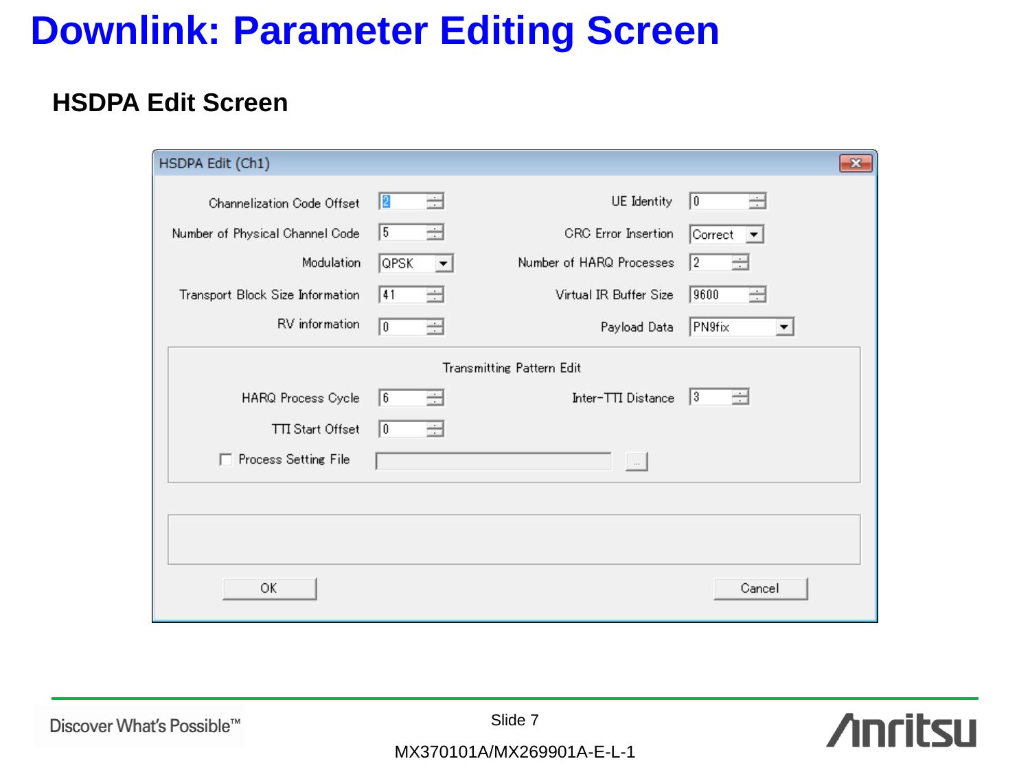# Downlink: Parameter Editing Screen

## HSDPA Edit Screen

**HSDPA Edit (Ch1)**

| Parameter | Value | Parameter | Value |
|---|---|---|---|
| Channelization Code Offset | 2 | UE Identity | 0 |
| Number of Physical Channel Code | 5 | CRC Error Insertion | Correct |
| Modulation | QPSK | Number of HARQ Processes | 2 |
| Transport Block Size Information | 41 | Virtual IR Buffer Size | 9600 |
| RV information | 0 | Payload Data | PN9fix |

**Transmitting Pattern Edit**

| Parameter | Value | Parameter | Value |
|---|---|---|---|
| HARQ Process Cycle | 6 | Inter-TTI Distance | 3 |
| TTI Start Offset | 0 | | |

☐ Process Setting File

OK    Cancel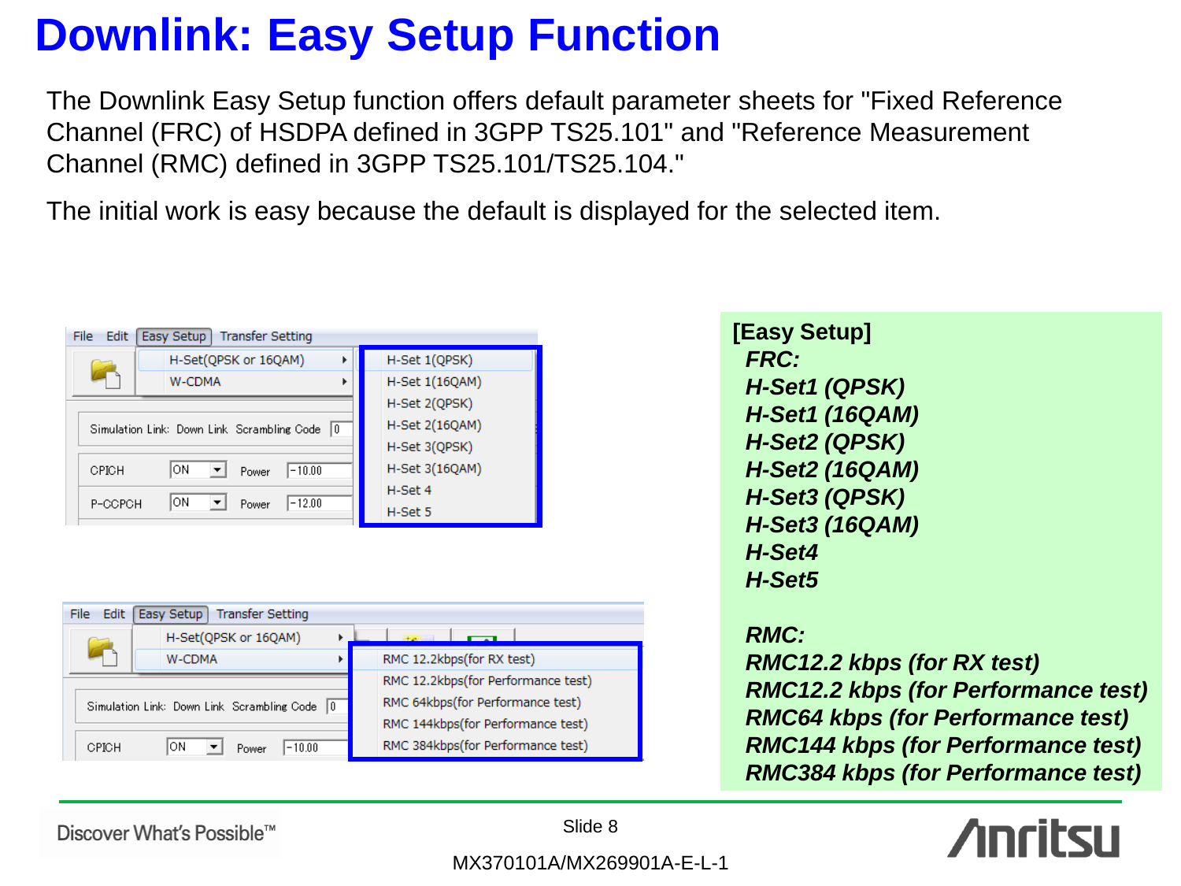# Downlink: Easy Setup Function

The Downlink Easy Setup function offers default parameter sheets for "Fixed Reference Channel (FRC) of HSDPA defined in 3GPP TS25.101" and "Reference Measurement Channel (RMC) defined in 3GPP TS25.101/TS25.104."

The initial work is easy because the default is displayed for the selected item.

**[Easy Setup]**

***FRC:***

- ***H-Set1 (QPSK)***
- ***H-Set1 (16QAM)***
- ***H-Set2 (QPSK)***
- ***H-Set2 (16QAM)***
- ***H-Set3 (QPSK)***
- ***H-Set3 (16QAM)***
- ***H-Set4***
- ***H-Set5***

***RMC:***

- ***RMC12.2 kbps (for RX test)***
- ***RMC12.2 kbps (for Performance test)***
- ***RMC64 kbps (for Performance test)***
- ***RMC144 kbps (for Performance test)***
- ***RMC384 kbps (for Performance test)***

MX370101A/MX269901A-E-L-1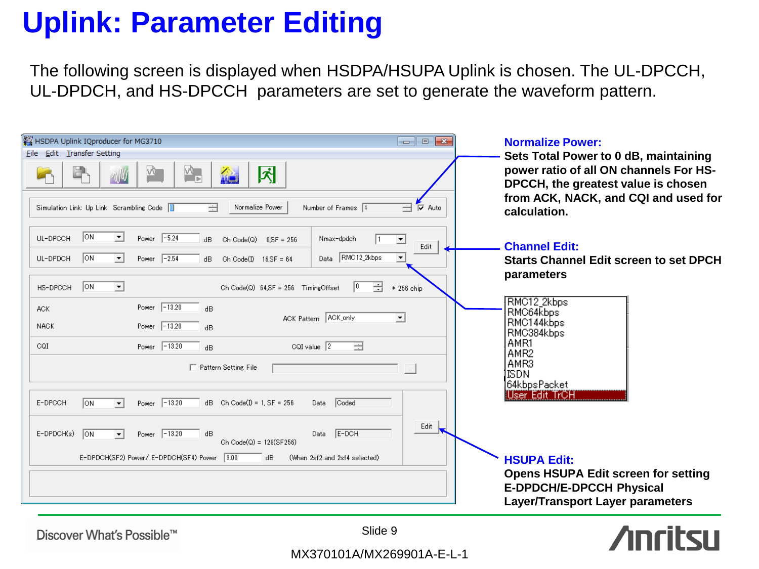# Uplink: Parameter Editing

The following screen is displayed when HSDPA/HSUPA Uplink is chosen. The UL-DPCCH, UL-DPDCH, and HS-DPCCH parameters are set to generate the waveform pattern.

HSDPA Uplink IQproducer for MG3710

File Edit Transfer Setting

Simulation Link: Up Link  Scrambling Code 0  Normalize Power  Number of Frames 4  Auto

| | | | | | | | |
|---|---|---|---|---|---|---|---|
| UL-DPCCH | ON | Power | -5.24 | dB | Ch Code(Q) 0,SF = 256 | Nmax-dpdch 1 | Edit |
| UL-DPDCH | ON | Power | -2.54 | dB | Ch Code(I) 16,SF = 64 | Data RMC12.2kbps | |

| | | | | | |
|---|---|---|---|---|---|
| HS-DPCCH | ON | | | Ch Code(Q) 64,SF = 256 | TimingOffset 0 * 256 chip |
| ACK | | Power | -13.20 dB | ACK Pattern | ACK_only |
| NACK | | Power | -13.20 dB | | |
| CQI | | Power | -13.20 dB | CQI value | 2 |

Pattern Setting File

| | | | | | | |
|---|---|---|---|---|---|---|
| E-DPCCH | ON | Power | -13.20 dB | Ch Code(I) = 1, SF = 256 | Data Coded | |
| E-DPDCH(s) | ON | Power | -13.20 dB | Ch Code(Q) = 128(SF256) | Data E-DCH | Edit |

E-DPDCH(SF2) Power/ E-DPDCH(SF4) Power 3.00 dB (When 2sf2 and 2sf4 selected)

**Normalize Power:**
**Sets Total Power to 0 dB, maintaining power ratio of all ON channels For HS-DPCCH, the greatest value is chosen from ACK, NACK, and CQI and used for calculation.**

**Channel Edit:**
**Starts Channel Edit screen to set DPCH parameters**

- RMC12.2kbps
- RMC64kbps
- RMC144kbps
- RMC384kbps
- AMR1
- AMR2
- AMR3
- ISDN
- 64kbpsPacket
- User Edit TrCH

**HSUPA Edit:**
**Opens HSUPA Edit screen for setting E-DPDCH/E-DPCCH Physical Layer/Transport Layer parameters**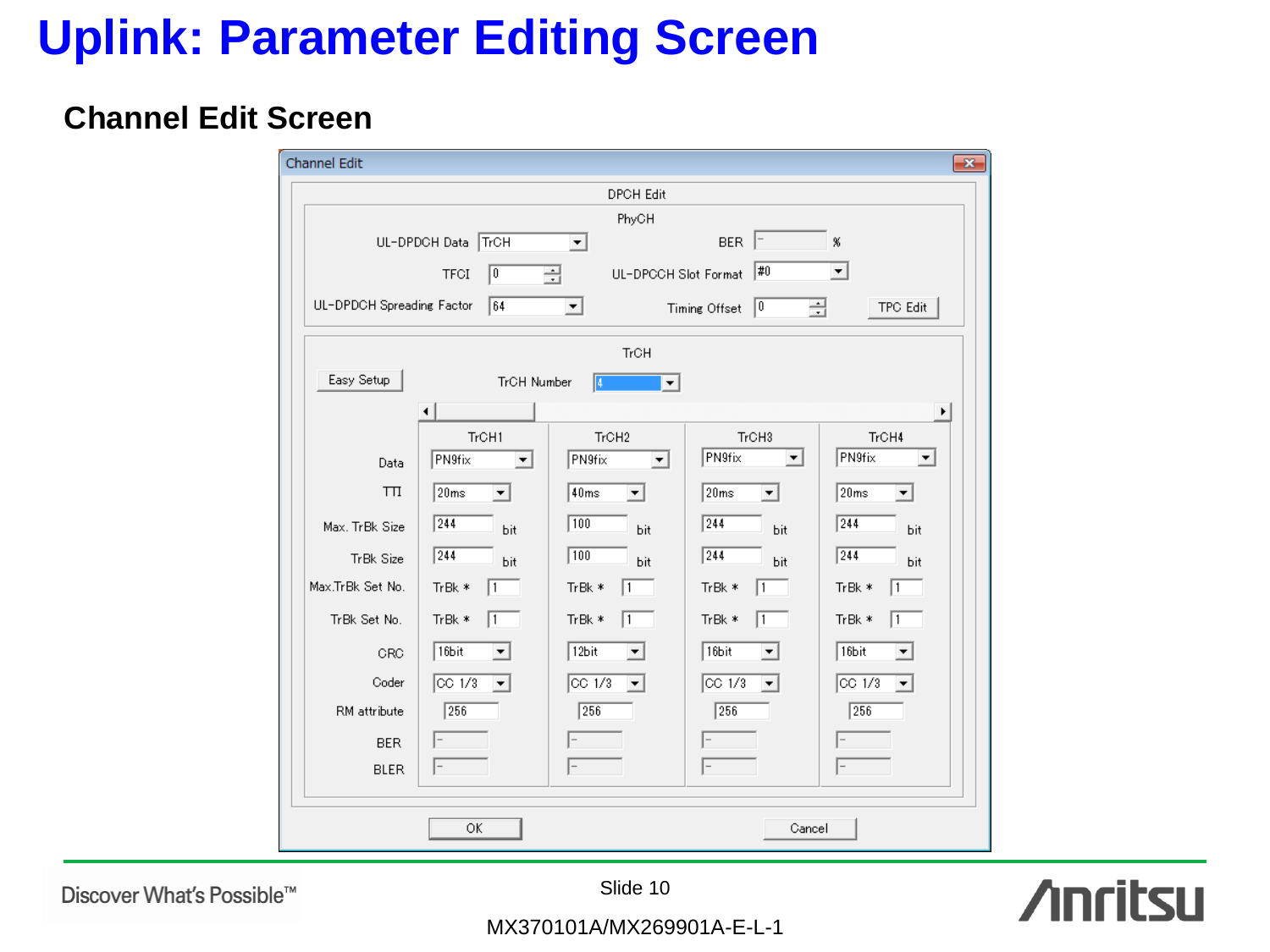# Uplink: Parameter Editing Screen

## Channel Edit Screen

**Channel Edit**

DPCH Edit

PhyCH

| | | | |
|---|---|---|---|
| UL-DPDCH Data | TrCH | BER | - % |
| TFCI | 0 | UL-DPCCH Slot Format | #0 |
| UL-DPDCH Spreading Factor | 64 | Timing Offset | 0 |

TPC Edit

TrCH

Easy Setup

TrCH Number: 4

| | TrCH1 | TrCH2 | TrCH3 | TrCH4 |
|---|---|---|---|---|
| Data | PN9fix | PN9fix | PN9fix | PN9fix |
| TTI | 20ms | 40ms | 20ms | 20ms |
| Max. TrBk Size | 244 bit | 100 bit | 244 bit | 244 bit |
| TrBk Size | 244 bit | 100 bit | 244 bit | 244 bit |
| Max.TrBk Set No. | TrBk * 1 | TrBk * 1 | TrBk * 1 | TrBk * 1 |
| TrBk Set No. | TrBk * 1 | TrBk * 1 | TrBk * 1 | TrBk * 1 |
| CRC | 16bit | 12bit | 16bit | 16bit |
| Coder | CC 1/3 | CC 1/3 | CC 1/3 | CC 1/3 |
| RM attribute | 256 | 256 | 256 | 256 |
| BER | - | - | - | - |
| BLER | - | - | - | - |

OK    Cancel

MX370101A/MX269901A-E-L-1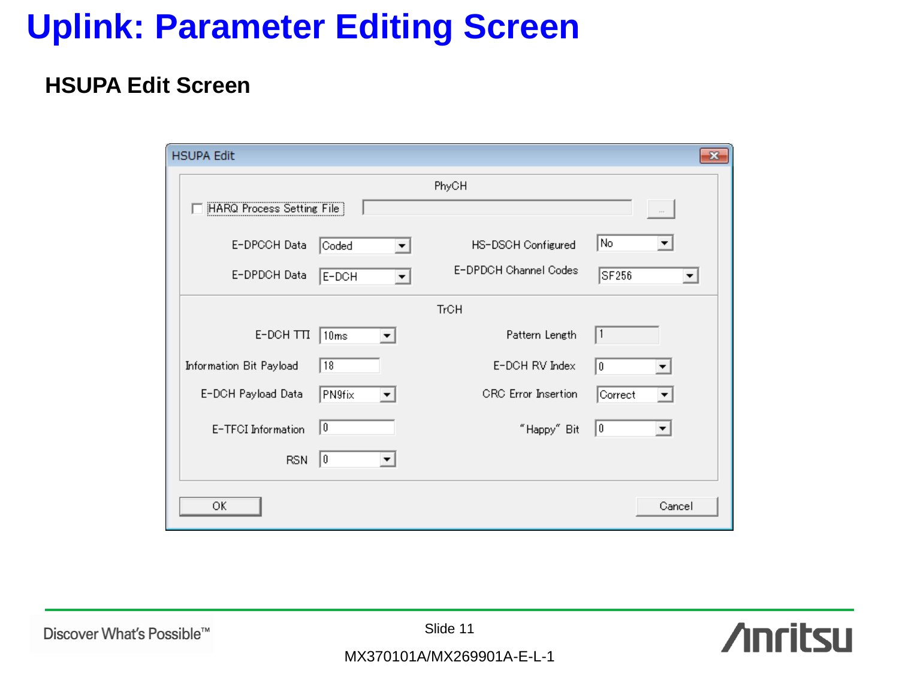# Uplink: Parameter Editing Screen

## HSUPA Edit Screen

HSUPA Edit

PhyCH

HARQ Process Setting File

| | | | |
|---|---|---|---|
| E-DPCCH Data | Coded | HS-DSCH Configured | No |
| E-DPDCH Data | E-DCH | E-DPDCH Channel Codes | SF256 |

TrCH

| | | | |
|---|---|---|---|
| E-DCH TTI | 10ms | Pattern Length | 1 |
| Information Bit Payload | 18 | E-DCH RV Index | 0 |
| E-DCH Payload Data | PN9fix | CRC Error Insertion | Correct |
| E-TFCI Information | 0 | "Happy" Bit | 0 |
| RSN | 0 | | |

OK　　Cancel

MX370101A/MX269901A-E-L-1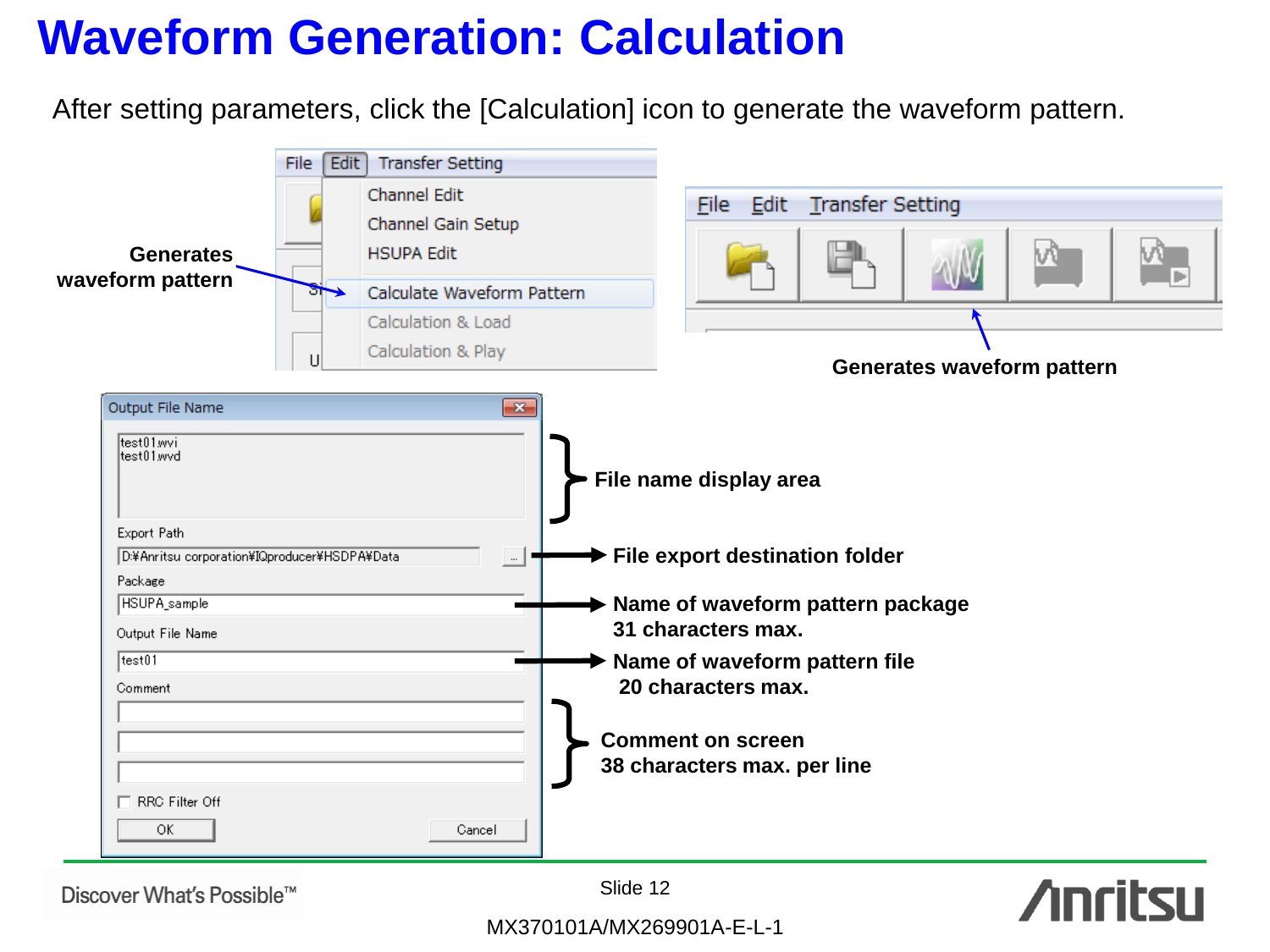# Waveform Generation: Calculation

After setting parameters, click the [Calculation] icon to generate the waveform pattern.

File | Edit | Transfer Setting

- Channel Edit
- Channel Gain Setup
- HSUPA Edit
- Calculate Waveform Pattern
- Calculation & Load
- Calculation & Play

**Generates waveform pattern**

File | Edit | Transfer Setting

**Generates waveform pattern**

Output File Name

test01.wvi
test01.wvd

Export Path

D:¥Anritsu corporation¥IQproducer¥HSDPA¥Data

Package

HSUPA_sample

Output File Name

test01

Comment

RRC Filter Off

OK | Cancel

- **File name display area**
- **File export destination folder**
- **Name of waveform pattern package 31 characters max.**
- **Name of waveform pattern file 20 characters max.**
- **Comment on screen 38 characters max. per line**

Discover What's Possible™

MX370101A/MX269901A-E-L-1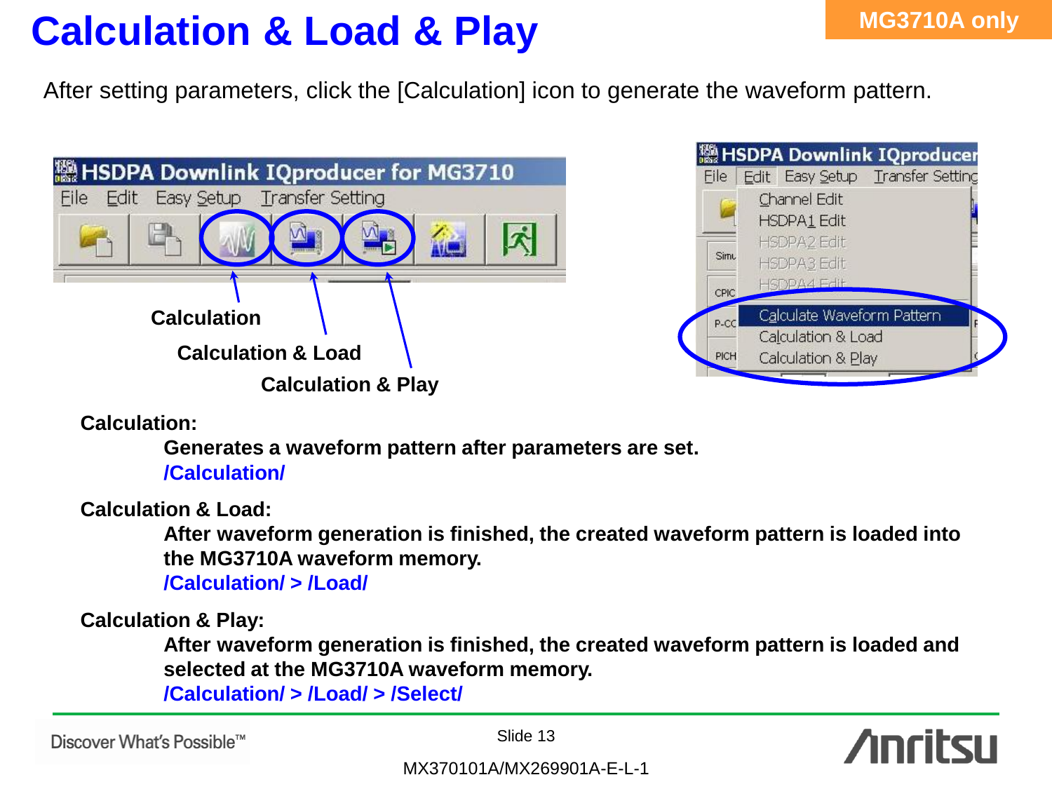# Calculation & Load & Play

MG3710A only

After setting parameters, click the [Calculation] icon to generate the waveform pattern.

Calculation

Calculation & Load

Calculation & Play

**Calculation:**

**Generates a waveform pattern after parameters are set.**

***/Calculation/***

**Calculation & Load:**

**After waveform generation is finished, the created waveform pattern is loaded into the MG3710A waveform memory.**

***/Calculation/ > /Load/***

**Calculation & Play:**

**After waveform generation is finished, the created waveform pattern is loaded and selected at the MG3710A waveform memory.**

***/Calculation/ > /Load/ > /Select/***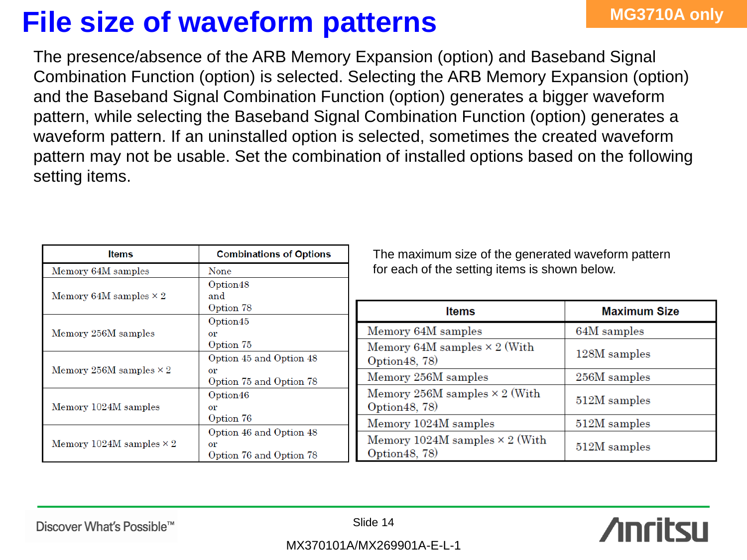# File size of waveform patterns

MG3710A only

The presence/absence of the ARB Memory Expansion (option) and Baseband Signal Combination Function (option) is selected. Selecting the ARB Memory Expansion (option) and the Baseband Signal Combination Function (option) generates a bigger waveform pattern, while selecting the Baseband Signal Combination Function (option) generates a waveform pattern. If an uninstalled option is selected, sometimes the created waveform pattern may not be usable. Set the combination of installed options based on the following setting items.

| Items | Combinations of Options |
|---|---|
| Memory 64M samples | None |
| Memory 64M samples × 2 | Option48 and Option 78 |
| Memory 256M samples | Option45 or Option 75 |
| Memory 256M samples × 2 | Option 45 and Option 48 or Option 75 and Option 78 |
| Memory 1024M samples | Option46 or Option 76 |
| Memory 1024M samples × 2 | Option 46 and Option 48 or Option 76 and Option 78 |

The maximum size of the generated waveform pattern for each of the setting items is shown below.

| Items | Maximum Size |
|---|---|
| Memory 64M samples | 64M samples |
| Memory 64M samples × 2 (With Option48, 78) | 128M samples |
| Memory 256M samples | 256M samples |
| Memory 256M samples × 2 (With Option48, 78) | 512M samples |
| Memory 1024M samples | 512M samples |
| Memory 1024M samples × 2 (With Option48, 78) | 512M samples |

Discover What's Possible™

MX370101A/MX269901A-E-L-1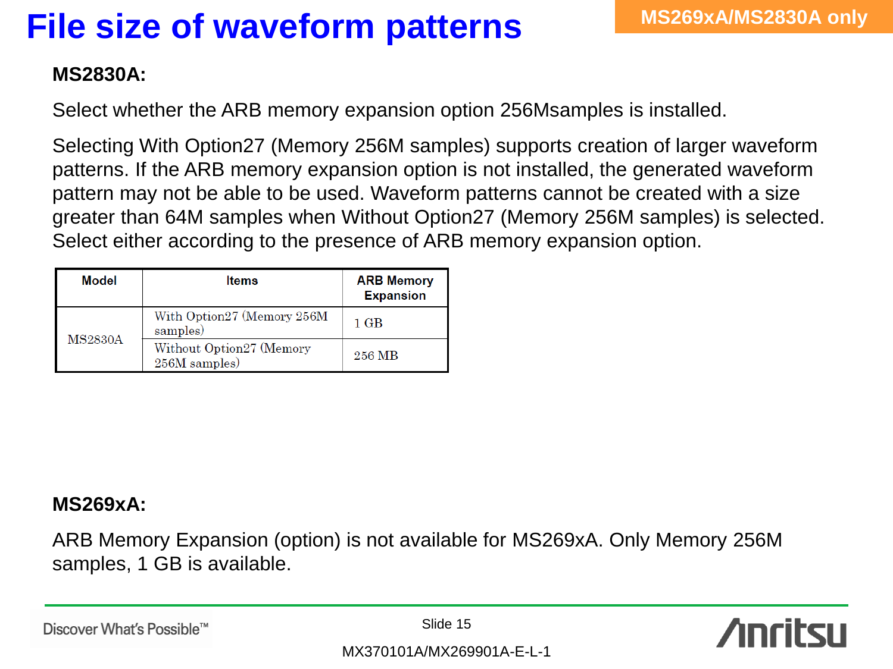# File size of waveform patterns

MS269xA/MS2830A only

**MS2830A:**

Select whether the ARB memory expansion option 256Msamples is installed.

Selecting With Option27 (Memory 256M samples) supports creation of larger waveform patterns. If the ARB memory expansion option is not installed, the generated waveform pattern may not be able to be used. Waveform patterns cannot be created with a size greater than 64M samples when Without Option27 (Memory 256M samples) is selected. Select either according to the presence of ARB memory expansion option.

| Model | Items | ARB Memory Expansion |
|---|---|---|
| MS2830A | With Option27 (Memory 256M samples) | 1 GB |
| | Without Option27 (Memory 256M samples) | 256 MB |

**MS269xA:**

ARB Memory Expansion (option) is not available for MS269xA. Only Memory 256M samples, 1 GB is available.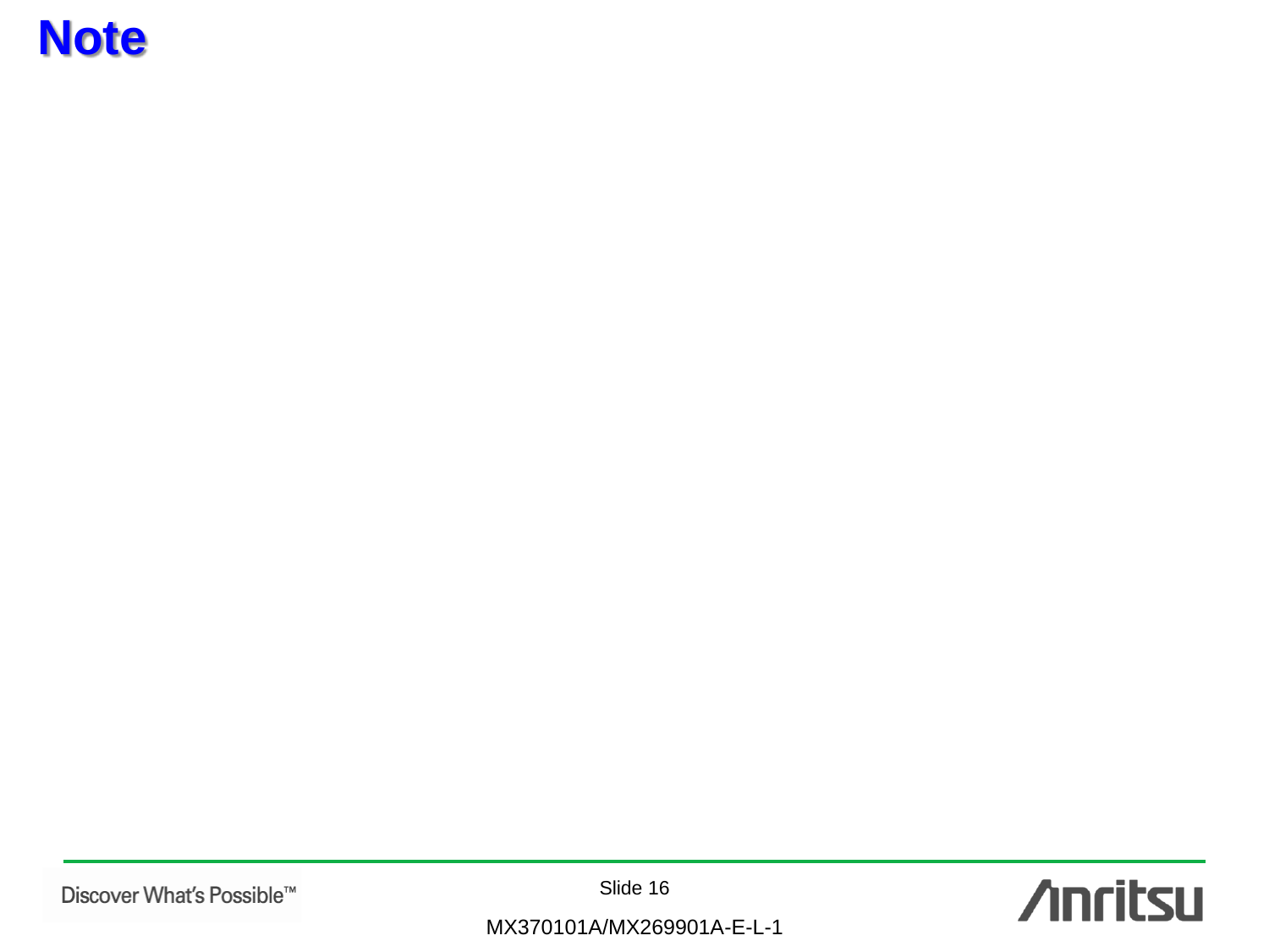# Note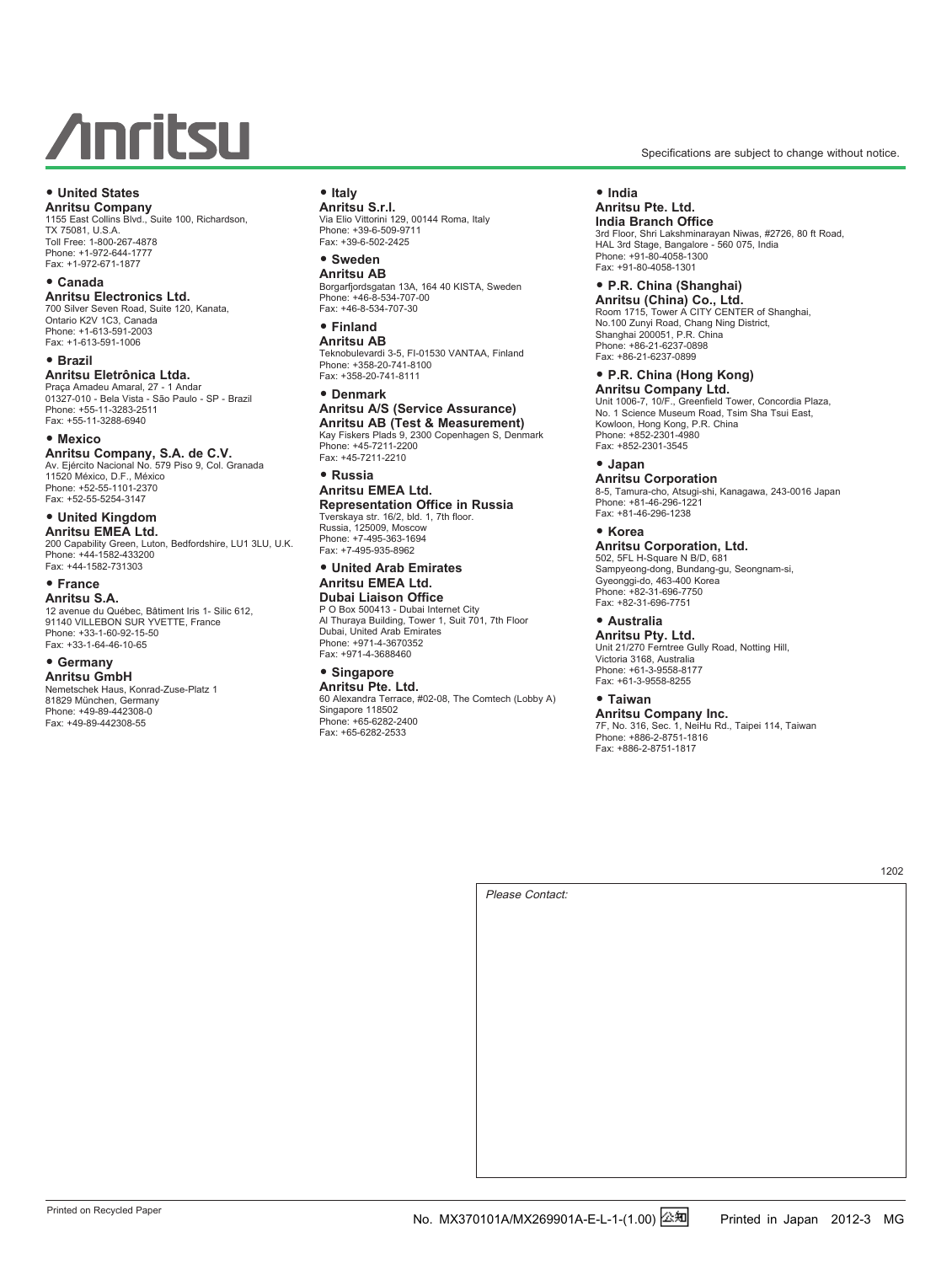# Anritsu

Specifications are subject to change without notice.

- **United States**

**Anritsu Company**
1155 East Collins Blvd., Suite 100, Richardson, TX 75081, U.S.A.
Toll Free: 1-800-267-4878
Phone: +1-972-644-1777
Fax: +1-972-671-1877

- **Canada**

**Anritsu Electronics Ltd.**
700 Silver Seven Road, Suite 120, Kanata, Ontario K2V 1C3, Canada
Phone: +1-613-591-2003
Fax: +1-613-591-1006

- **Brazil**

**Anritsu Eletrônica Ltda.**
Praça Amadeu Amaral, 27 - 1 Andar
01327-010 - Bela Vista - São Paulo - SP - Brazil
Phone: +55-11-3283-2511
Fax: +55-11-3288-6940

- **Mexico**

**Anritsu Company, S.A. de C.V.**
Av. Ejército Nacional No. 579 Piso 9, Col. Granada
11520 México, D.F., México
Phone: +52-55-1101-2370
Fax: +52-55-5254-3147

- **United Kingdom**

**Anritsu EMEA Ltd.**
200 Capability Green, Luton, Bedfordshire, LU1 3LU, U.K.
Phone: +44-1582-433200
Fax: +44-1582-731303

- **France**

**Anritsu S.A.**
12 avenue du Québec, Bâtiment Iris 1- Silic 612, 91140 VILLEBON SUR YVETTE, France
Phone: +33-1-60-92-15-50
Fax: +33-1-64-46-10-65

- **Germany**

**Anritsu GmbH**
Nemetschek Haus, Konrad-Zuse-Platz 1
81829 München, Germany
Phone: +49-89-442308-0
Fax: +49-89-442308-55

- **Italy**

**Anritsu S.r.l.**
Via Elio Vittorini 129, 00144 Roma, Italy
Phone: +39-6-509-9711
Fax: +39-6-502-2425

- **Sweden**

**Anritsu AB**
Borgarfjordsgatan 13A, 164 40 KISTA, Sweden
Phone: +46-8-534-707-00
Fax: +46-8-534-707-30

- **Finland**

**Anritsu AB**
Teknobulevardi 3-5, FI-01530 VANTAA, Finland
Phone: +358-20-741-8100
Fax: +358-20-741-8111

- **Denmark**

**Anritsu A/S (Service Assurance)**
**Anritsu AB (Test & Measurement)**
Kay Fiskers Plads 9, 2300 Copenhagen S, Denmark
Phone: +45-7211-2200
Fax: +45-7211-2210

- **Russia**

**Anritsu EMEA Ltd.**
**Representation Office in Russia**
Tverskaya str. 16/2, bld. 1, 7th floor.
Russia, 125009, Moscow
Phone: +7-495-363-1694
Fax: +7-495-935-8962

- **United Arab Emirates**

**Anritsu EMEA Ltd.**
**Dubai Liaison Office**
P O Box 500413 - Dubai Internet City
Al Thuraya Building, Tower 1, Suit 701, 7th Floor
Dubai, United Arab Emirates
Phone: +971-4-3670352
Fax: +971-4-3688460

- **Singapore**

**Anritsu Pte. Ltd.**
60 Alexandra Terrace, #02-08, The Comtech (Lobby A)
Singapore 118502
Phone: +65-6282-2400
Fax: +65-6282-2533

- **India**

**Anritsu Pte. Ltd.**
**India Branch Office**
3rd Floor, Shri Lakshminarayan Niwas, #2726, 80 ft Road, HAL 3rd Stage, Bangalore - 560 075, India
Phone: +91-80-4058-1300
Fax: +91-80-4058-1301

- **P.R. China (Shanghai)**

**Anritsu (China) Co., Ltd.**
Room 1715, Tower A CITY CENTER of Shanghai, No.100 Zunyi Road, Chang Ning District, Shanghai 200051, P.R. China
Phone: +86-21-6237-0898
Fax: +86-21-6237-0899

- **P.R. China (Hong Kong)**

**Anritsu Company Ltd.**
Unit 1006-7, 10/F., Greenfield Tower, Concordia Plaza, No. 1 Science Museum Road, Tsim Sha Tsui East, Kowloon, Hong Kong, P.R. China
Phone: +852-2301-4980
Fax: +852-2301-3545

- **Japan**

**Anritsu Corporation**
8-5, Tamura-cho, Atsugi-shi, Kanagawa, 243-0016 Japan
Phone: +81-46-296-1221
Fax: +81-46-296-1238

- **Korea**

**Anritsu Corporation, Ltd.**
502, 5FL H-Square N B/D, 681
Sampyeong-dong, Bundang-gu, Seongnam-si, Gyeonggi-do, 463-400 Korea
Phone: +82-31-696-7750
Fax: +82-31-696-7751

- **Australia**

**Anritsu Pty. Ltd.**
Unit 21/270 Ferntree Gully Road, Notting Hill, Victoria 3168, Australia
Phone: +61-3-9558-8177
Fax: +61-3-9558-8255

- **Taiwan**

**Anritsu Company Inc.**
7F, No. 316, Sec. 1, NeiHu Rd., Taipei 114, Taiwan
Phone: +886-2-8751-1816
Fax: +886-2-8751-1817

1202

*Please Contact:*

Printed on Recycled Paper

No. MX370101A/MX269901A-E-L-1-(1.00) 公知 Printed in Japan 2012-3 MG